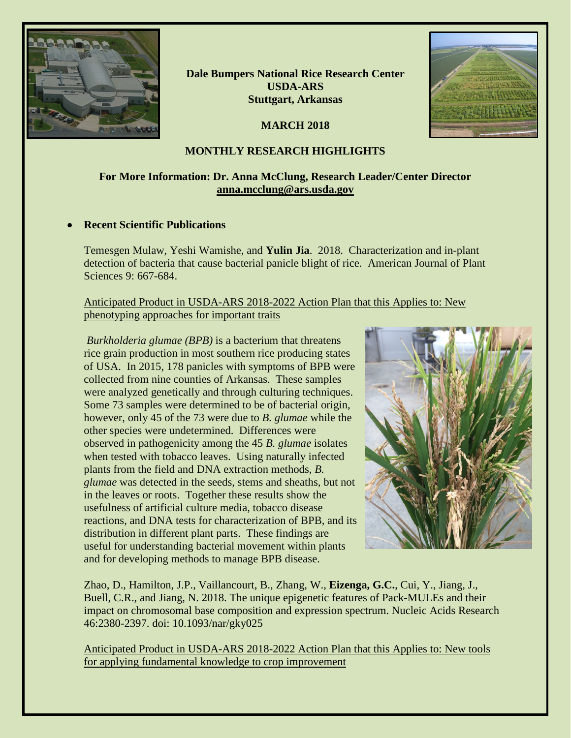**Dale Bumpers National Rice Research Center**
**USDA-ARS**
**Stuttgart, Arkansas**

**MARCH 2018**

## MONTHLY RESEARCH HIGHLIGHTS

**For More Information: Dr. Anna McClung, Research Leader/Center Director**
**anna.mcclung@ars.usda.gov**

- **Recent Scientific Publications**

Temesgen Mulaw, Yeshi Wamishe, and **Yulin Jia**. 2018. Characterization and in-plant detection of bacteria that cause bacterial panicle blight of rice. American Journal of Plant Sciences 9: 667-684.

Anticipated Product in USDA-ARS 2018-2022 Action Plan that this Applies to: New phenotyping approaches for important traits

*Burkholderia glumae (BPB)* is a bacterium that threatens rice grain production in most southern rice producing states of USA. In 2015, 178 panicles with symptoms of BPB were collected from nine counties of Arkansas. These samples were analyzed genetically and through culturing techniques. Some 73 samples were determined to be of bacterial origin, however, only 45 of the 73 were due to *B. glumae* while the other species were undetermined. Differences were observed in pathogenicity among the 45 *B. glumae* isolates when tested with tobacco leaves. Using naturally infected plants from the field and DNA extraction methods, *B. glumae* was detected in the seeds, stems and sheaths, but not in the leaves or roots. Together these results show the usefulness of artificial culture media, tobacco disease reactions, and DNA tests for characterization of BPB, and its distribution in different plant parts. These findings are useful for understanding bacterial movement within plants and for developing methods to manage BPB disease.

Zhao, D., Hamilton, J.P., Vaillancourt, B., Zhang, W., **Eizenga, G.C.**, Cui, Y., Jiang, J., Buell, C.R., and Jiang, N. 2018. The unique epigenetic features of Pack-MULEs and their impact on chromosomal base composition and expression spectrum. Nucleic Acids Research 46:2380-2397. doi: 10.1093/nar/gky025

Anticipated Product in USDA-ARS 2018-2022 Action Plan that this Applies to: New tools for applying fundamental knowledge to crop improvement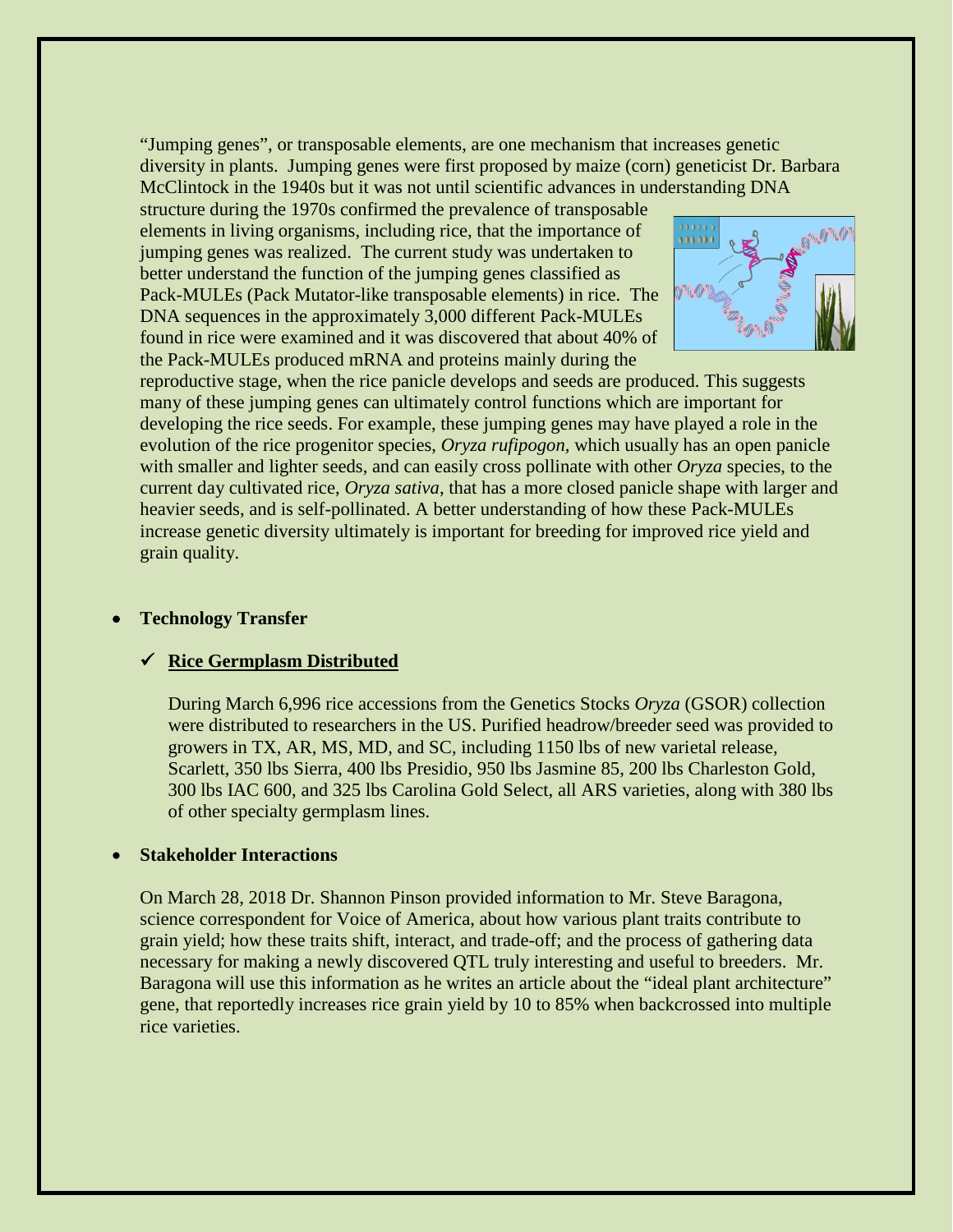"Jumping genes", or transposable elements, are one mechanism that increases genetic diversity in plants. Jumping genes were first proposed by maize (corn) geneticist Dr. Barbara McClintock in the 1940s but it was not until scientific advances in understanding DNA structure during the 1970s confirmed the prevalence of transposable elements in living organisms, including rice, that the importance of jumping genes was realized. The current study was undertaken to better understand the function of the jumping genes classified as Pack-MULEs (Pack Mutator-like transposable elements) in rice. The DNA sequences in the approximately 3,000 different Pack-MULEs found in rice were examined and it was discovered that about 40% of the Pack-MULEs produced mRNA and proteins mainly during the reproductive stage, when the rice panicle develops and seeds are produced. This suggests many of these jumping genes can ultimately control functions which are important for developing the rice seeds. For example, these jumping genes may have played a role in the evolution of the rice progenitor species, *Oryza rufipogon,* which usually has an open panicle with smaller and lighter seeds, and can easily cross pollinate with other *Oryza* species, to the current day cultivated rice, *Oryza sativa*, that has a more closed panicle shape with larger and heavier seeds, and is self-pollinated. A better understanding of how these Pack-MULEs increase genetic diversity ultimately is important for breeding for improved rice yield and grain quality.

- **Technology Transfer**

  ✓ **<u>Rice Germplasm Distributed</u>**

  During March 6,996 rice accessions from the Genetics Stocks *Oryza* (GSOR) collection were distributed to researchers in the US. Purified headrow/breeder seed was provided to growers in TX, AR, MS, MD, and SC, including 1150 lbs of new varietal release, Scarlett, 350 lbs Sierra, 400 lbs Presidio, 950 lbs Jasmine 85, 200 lbs Charleston Gold, 300 lbs IAC 600, and 325 lbs Carolina Gold Select, all ARS varieties, along with 380 lbs of other specialty germplasm lines.

- **Stakeholder Interactions**

  On March 28, 2018 Dr. Shannon Pinson provided information to Mr. Steve Baragona, science correspondent for Voice of America, about how various plant traits contribute to grain yield; how these traits shift, interact, and trade-off; and the process of gathering data necessary for making a newly discovered QTL truly interesting and useful to breeders. Mr. Baragona will use this information as he writes an article about the "ideal plant architecture" gene, that reportedly increases rice grain yield by 10 to 85% when backcrossed into multiple rice varieties.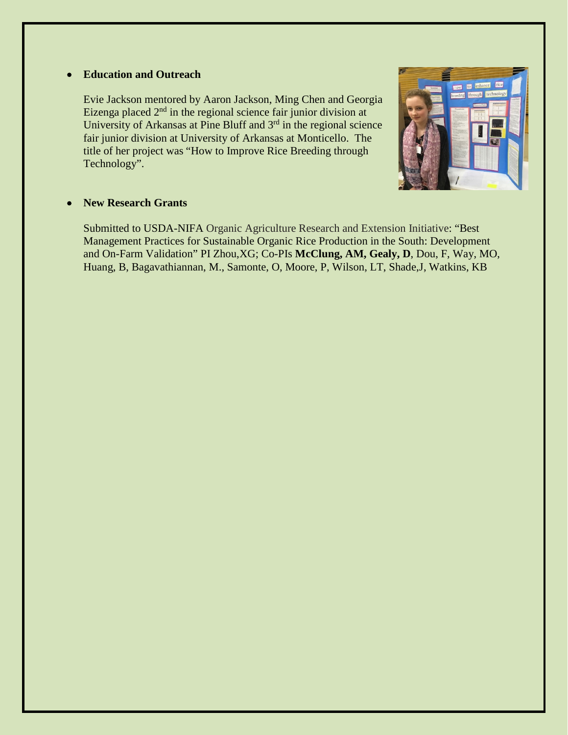- **Education and Outreach**

  Evie Jackson mentored by Aaron Jackson, Ming Chen and Georgia Eizenga placed 2nd in the regional science fair junior division at University of Arkansas at Pine Bluff and 3rd in the regional science fair junior division at University of Arkansas at Monticello. The title of her project was "How to Improve Rice Breeding through Technology".

- **New Research Grants**

  Submitted to USDA-NIFA Organic Agriculture Research and Extension Initiative: "Best Management Practices for Sustainable Organic Rice Production in the South: Development and On-Farm Validation" PI Zhou,XG; Co-PIs **McClung, AM, Gealy, D**, Dou, F, Way, MO, Huang, B, Bagavathiannan, M., Samonte, O, Moore, P, Wilson, LT, Shade,J, Watkins, KB